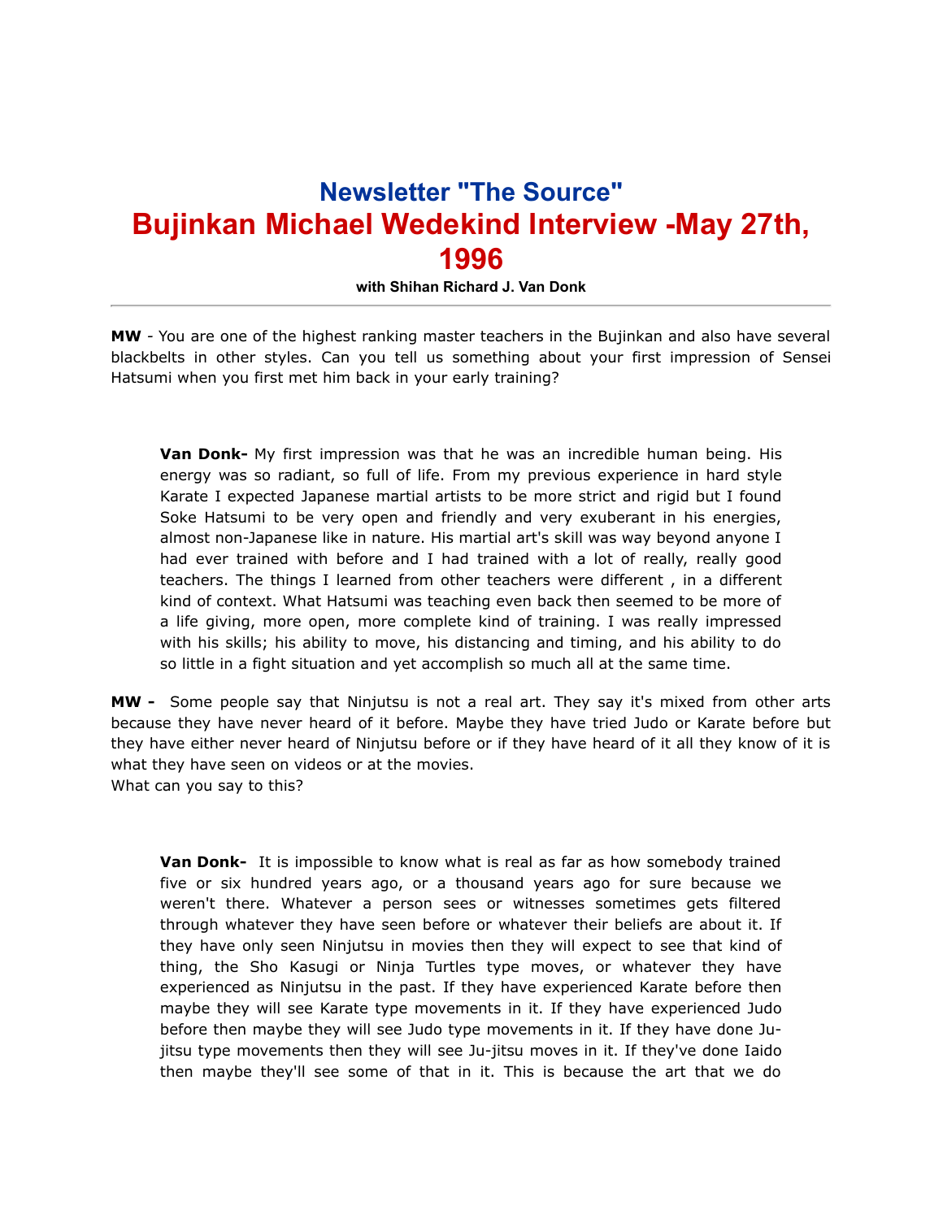## Newsletter "The Source"

# Bujinkan Michael Wedekind Interview -May 27th, 1996

**with Shihan Richard J. Van Donk**

---

**MW** - You are one of the highest ranking master teachers in the Bujinkan and also have several blackbelts in other styles. Can you tell us something about your first impression of Sensei Hatsumi when you first met him back in your early training?

> **Van Donk-** My first impression was that he was an incredible human being. His energy was so radiant, so full of life. From my previous experience in hard style Karate I expected Japanese martial artists to be more strict and rigid but I found Soke Hatsumi to be very open and friendly and very exuberant in his energies, almost non-Japanese like in nature. His martial art's skill was way beyond anyone I had ever trained with before and I had trained with a lot of really, really good teachers. The things I learned from other teachers were different , in a different kind of context. What Hatsumi was teaching even back then seemed to be more of a life giving, more open, more complete kind of training. I was really impressed with his skills; his ability to move, his distancing and timing, and his ability to do so little in a fight situation and yet accomplish so much all at the same time.

**MW -** Some people say that Ninjutsu is not a real art. They say it's mixed from other arts because they have never heard of it before. Maybe they have tried Judo or Karate before but they have either never heard of Ninjutsu before or if they have heard of it all they know of it is what they have seen on videos or at the movies.
What can you say to this?

> **Van Donk-** It is impossible to know what is real as far as how somebody trained five or six hundred years ago, or a thousand years ago for sure because we weren't there. Whatever a person sees or witnesses sometimes gets filtered through whatever they have seen before or whatever their beliefs are about it. If they have only seen Ninjutsu in movies then they will expect to see that kind of thing, the Sho Kasugi or Ninja Turtles type moves, or whatever they have experienced as Ninjutsu in the past. If they have experienced Karate before then maybe they will see Karate type movements in it. If they have experienced Judo before then maybe they will see Judo type movements in it. If they have done Ju-jitsu type movements then they will see Ju-jitsu moves in it. If they've done Iaido then maybe they'll see some of that in it. This is because the art that we do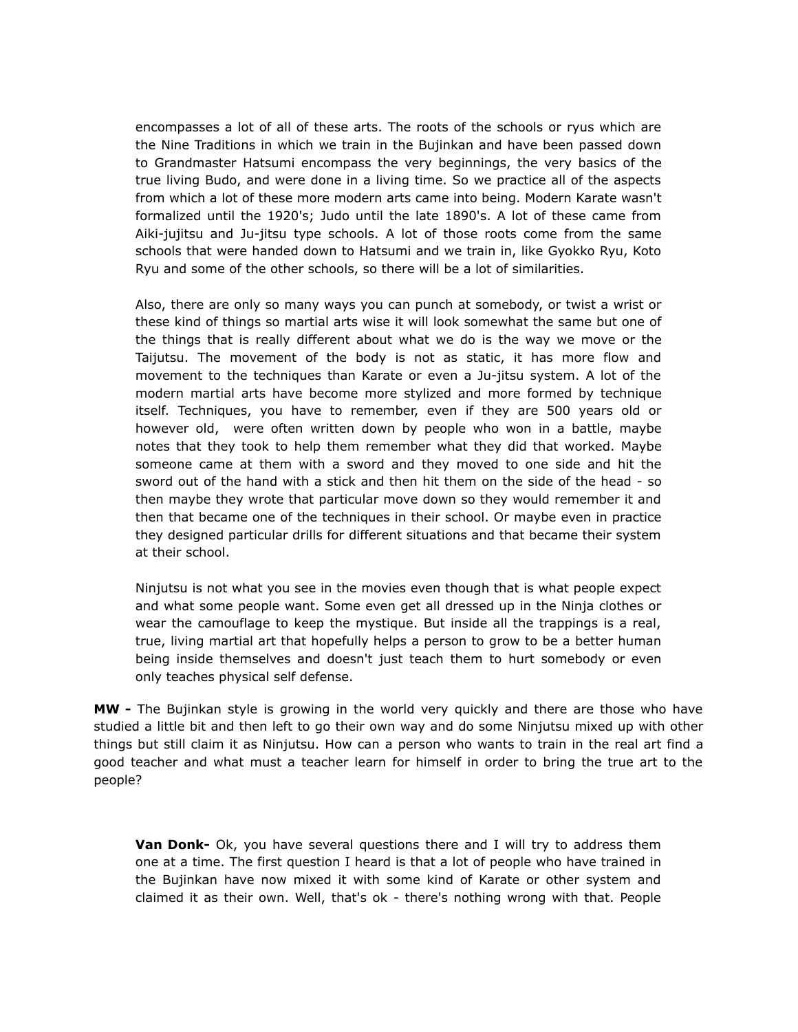encompasses a lot of all of these arts. The roots of the schools or ryus which are the Nine Traditions in which we train in the Bujinkan and have been passed down to Grandmaster Hatsumi encompass the very beginnings, the very basics of the true living Budo, and were done in a living time. So we practice all of the aspects from which a lot of these more modern arts came into being. Modern Karate wasn't formalized until the 1920's; Judo until the late 1890's. A lot of these came from Aiki-jujitsu and Ju-jitsu type schools. A lot of those roots come from the same schools that were handed down to Hatsumi and we train in, like Gyokko Ryu, Koto Ryu and some of the other schools, so there will be a lot of similarities.

Also, there are only so many ways you can punch at somebody, or twist a wrist or these kind of things so martial arts wise it will look somewhat the same but one of the things that is really different about what we do is the way we move or the Taijutsu. The movement of the body is not as static, it has more flow and movement to the techniques than Karate or even a Ju-jitsu system. A lot of the modern martial arts have become more stylized and more formed by technique itself. Techniques, you have to remember, even if they are 500 years old or however old, were often written down by people who won in a battle, maybe notes that they took to help them remember what they did that worked. Maybe someone came at them with a sword and they moved to one side and hit the sword out of the hand with a stick and then hit them on the side of the head - so then maybe they wrote that particular move down so they would remember it and then that became one of the techniques in their school. Or maybe even in practice they designed particular drills for different situations and that became their system at their school.

Ninjutsu is not what you see in the movies even though that is what people expect and what some people want. Some even get all dressed up in the Ninja clothes or wear the camouflage to keep the mystique. But inside all the trappings is a real, true, living martial art that hopefully helps a person to grow to be a better human being inside themselves and doesn't just teach them to hurt somebody or even only teaches physical self defense.

**MW -** The Bujinkan style is growing in the world very quickly and there are those who have studied a little bit and then left to go their own way and do some Ninjutsu mixed up with other things but still claim it as Ninjutsu. How can a person who wants to train in the real art find a good teacher and what must a teacher learn for himself in order to bring the true art to the people?

**Van Donk-** Ok, you have several questions there and I will try to address them one at a time. The first question I heard is that a lot of people who have trained in the Bujinkan have now mixed it with some kind of Karate or other system and claimed it as their own. Well, that's ok - there's nothing wrong with that. People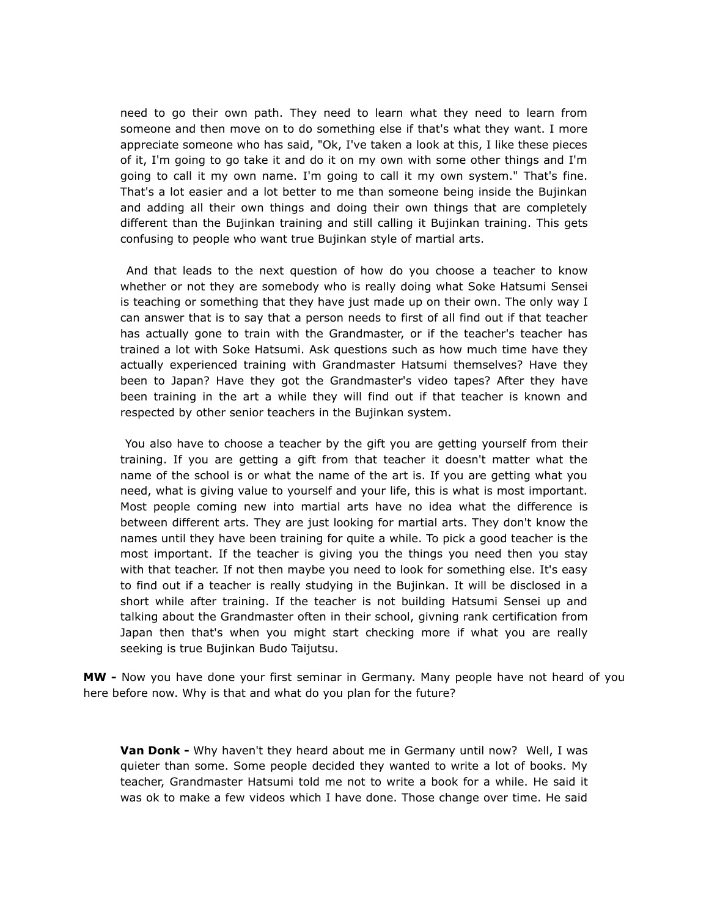need to go their own path. They need to learn what they need to learn from someone and then move on to do something else if that's what they want. I more appreciate someone who has said, "Ok, I've taken a look at this, I like these pieces of it, I'm going to go take it and do it on my own with some other things and I'm going to call it my own name. I'm going to call it my own system." That's fine. That's a lot easier and a lot better to me than someone being inside the Bujinkan and adding all their own things and doing their own things that are completely different than the Bujinkan training and still calling it Bujinkan training. This gets confusing to people who want true Bujinkan style of martial arts.

And that leads to the next question of how do you choose a teacher to know whether or not they are somebody who is really doing what Soke Hatsumi Sensei is teaching or something that they have just made up on their own. The only way I can answer that is to say that a person needs to first of all find out if that teacher has actually gone to train with the Grandmaster, or if the teacher's teacher has trained a lot with Soke Hatsumi. Ask questions such as how much time have they actually experienced training with Grandmaster Hatsumi themselves? Have they been to Japan? Have they got the Grandmaster's video tapes? After they have been training in the art a while they will find out if that teacher is known and respected by other senior teachers in the Bujinkan system.

You also have to choose a teacher by the gift you are getting yourself from their training. If you are getting a gift from that teacher it doesn't matter what the name of the school is or what the name of the art is. If you are getting what you need, what is giving value to yourself and your life, this is what is most important. Most people coming new into martial arts have no idea what the difference is between different arts. They are just looking for martial arts. They don't know the names until they have been training for quite a while. To pick a good teacher is the most important. If the teacher is giving you the things you need then you stay with that teacher. If not then maybe you need to look for something else. It's easy to find out if a teacher is really studying in the Bujinkan. It will be disclosed in a short while after training. If the teacher is not building Hatsumi Sensei up and talking about the Grandmaster often in their school, givning rank certification from Japan then that's when you might start checking more if what you are really seeking is true Bujinkan Budo Taijutsu.

**MW -** Now you have done your first seminar in Germany. Many people have not heard of you here before now. Why is that and what do you plan for the future?

**Van Donk -** Why haven't they heard about me in Germany until now? Well, I was quieter than some. Some people decided they wanted to write a lot of books. My teacher, Grandmaster Hatsumi told me not to write a book for a while. He said it was ok to make a few videos which I have done. Those change over time. He said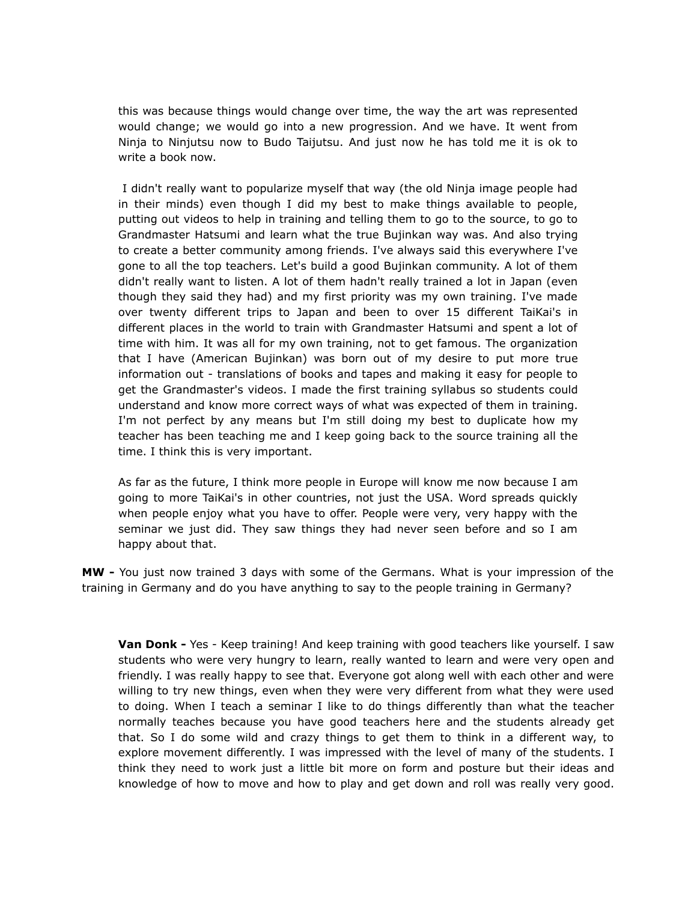this was because things would change over time, the way the art was represented would change; we would go into a new progression. And we have. It went from Ninja to Ninjutsu now to Budo Taijutsu. And just now he has told me it is ok to write a book now.

I didn't really want to popularize myself that way (the old Ninja image people had in their minds) even though I did my best to make things available to people, putting out videos to help in training and telling them to go to the source, to go to Grandmaster Hatsumi and learn what the true Bujinkan way was. And also trying to create a better community among friends. I've always said this everywhere I've gone to all the top teachers. Let's build a good Bujinkan community. A lot of them didn't really want to listen. A lot of them hadn't really trained a lot in Japan (even though they said they had) and my first priority was my own training. I've made over twenty different trips to Japan and been to over 15 different TaiKai's in different places in the world to train with Grandmaster Hatsumi and spent a lot of time with him. It was all for my own training, not to get famous. The organization that I have (American Bujinkan) was born out of my desire to put more true information out - translations of books and tapes and making it easy for people to get the Grandmaster's videos. I made the first training syllabus so students could understand and know more correct ways of what was expected of them in training. I'm not perfect by any means but I'm still doing my best to duplicate how my teacher has been teaching me and I keep going back to the source training all the time. I think this is very important.

As far as the future, I think more people in Europe will know me now because I am going to more TaiKai's in other countries, not just the USA. Word spreads quickly when people enjoy what you have to offer. People were very, very happy with the seminar we just did. They saw things they had never seen before and so I am happy about that.

**MW -** You just now trained 3 days with some of the Germans. What is your impression of the training in Germany and do you have anything to say to the people training in Germany?

**Van Donk -** Yes - Keep training! And keep training with good teachers like yourself. I saw students who were very hungry to learn, really wanted to learn and were very open and friendly. I was really happy to see that. Everyone got along well with each other and were willing to try new things, even when they were very different from what they were used to doing. When I teach a seminar I like to do things differently than what the teacher normally teaches because you have good teachers here and the students already get that. So I do some wild and crazy things to get them to think in a different way, to explore movement differently. I was impressed with the level of many of the students. I think they need to work just a little bit more on form and posture but their ideas and knowledge of how to move and how to play and get down and roll was really very good.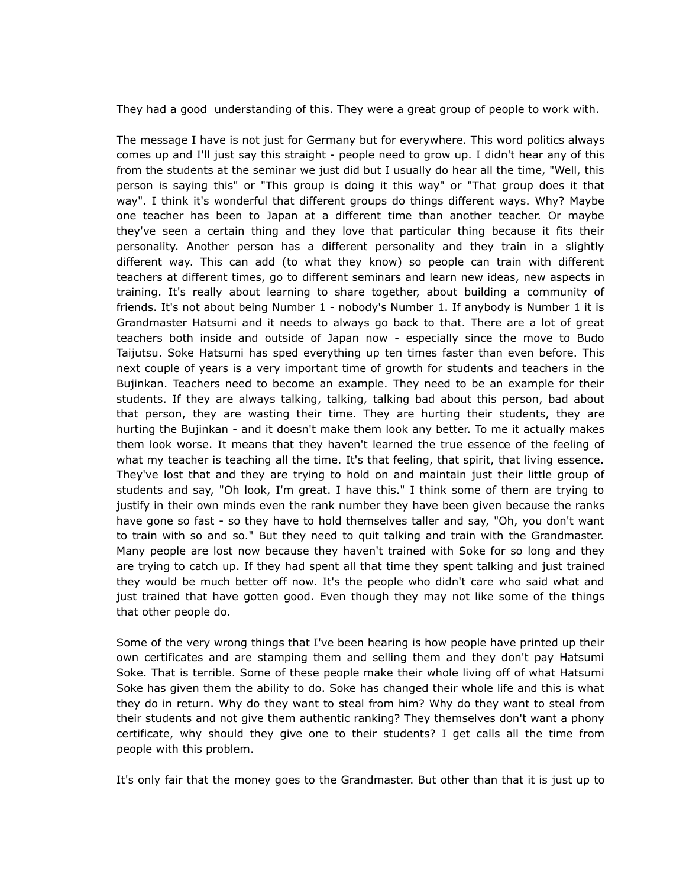They had a good understanding of this. They were a great group of people to work with.

The message I have is not just for Germany but for everywhere. This word politics always comes up and I'll just say this straight - people need to grow up. I didn't hear any of this from the students at the seminar we just did but I usually do hear all the time, "Well, this person is saying this" or "This group is doing it this way" or "That group does it that way". I think it's wonderful that different groups do things different ways. Why? Maybe one teacher has been to Japan at a different time than another teacher. Or maybe they've seen a certain thing and they love that particular thing because it fits their personality. Another person has a different personality and they train in a slightly different way. This can add (to what they know) so people can train with different teachers at different times, go to different seminars and learn new ideas, new aspects in training. It's really about learning to share together, about building a community of friends. It's not about being Number 1 - nobody's Number 1. If anybody is Number 1 it is Grandmaster Hatsumi and it needs to always go back to that. There are a lot of great teachers both inside and outside of Japan now - especially since the move to Budo Taijutsu. Soke Hatsumi has sped everything up ten times faster than even before. This next couple of years is a very important time of growth for students and teachers in the Bujinkan. Teachers need to become an example. They need to be an example for their students. If they are always talking, talking, talking bad about this person, bad about that person, they are wasting their time. They are hurting their students, they are hurting the Bujinkan - and it doesn't make them look any better. To me it actually makes them look worse. It means that they haven't learned the true essence of the feeling of what my teacher is teaching all the time. It's that feeling, that spirit, that living essence. They've lost that and they are trying to hold on and maintain just their little group of students and say, "Oh look, I'm great. I have this." I think some of them are trying to justify in their own minds even the rank number they have been given because the ranks have gone so fast - so they have to hold themselves taller and say, "Oh, you don't want to train with so and so." But they need to quit talking and train with the Grandmaster. Many people are lost now because they haven't trained with Soke for so long and they are trying to catch up. If they had spent all that time they spent talking and just trained they would be much better off now. It's the people who didn't care who said what and just trained that have gotten good. Even though they may not like some of the things that other people do.

Some of the very wrong things that I've been hearing is how people have printed up their own certificates and are stamping them and selling them and they don't pay Hatsumi Soke. That is terrible. Some of these people make their whole living off of what Hatsumi Soke has given them the ability to do. Soke has changed their whole life and this is what they do in return. Why do they want to steal from him? Why do they want to steal from their students and not give them authentic ranking? They themselves don't want a phony certificate, why should they give one to their students? I get calls all the time from people with this problem.

It's only fair that the money goes to the Grandmaster. But other than that it is just up to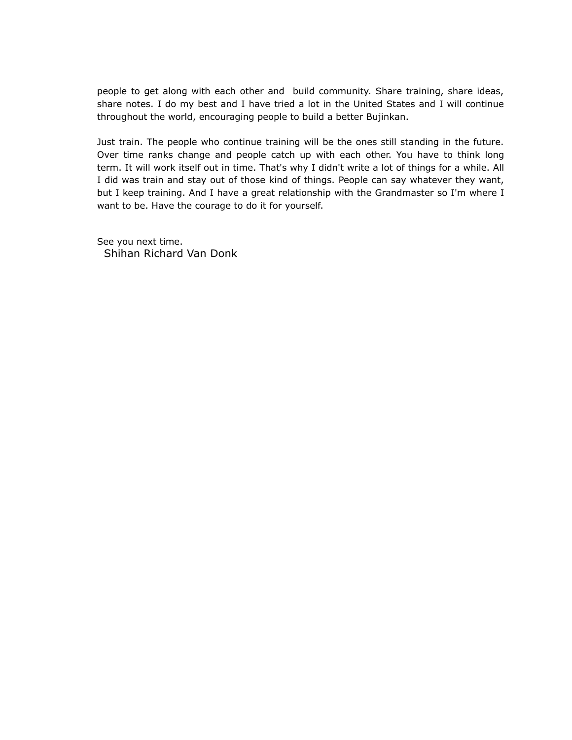people to get along with each other and build community. Share training, share ideas, share notes. I do my best and I have tried a lot in the United States and I will continue throughout the world, encouraging people to build a better Bujinkan.

Just train. The people who continue training will be the ones still standing in the future. Over time ranks change and people catch up with each other. You have to think long term. It will work itself out in time. That's why I didn't write a lot of things for a while. All I did was train and stay out of those kind of things. People can say whatever they want, but I keep training. And I have a great relationship with the Grandmaster so I'm where I want to be. Have the courage to do it for yourself.

See you next time.
Shihan Richard Van Donk